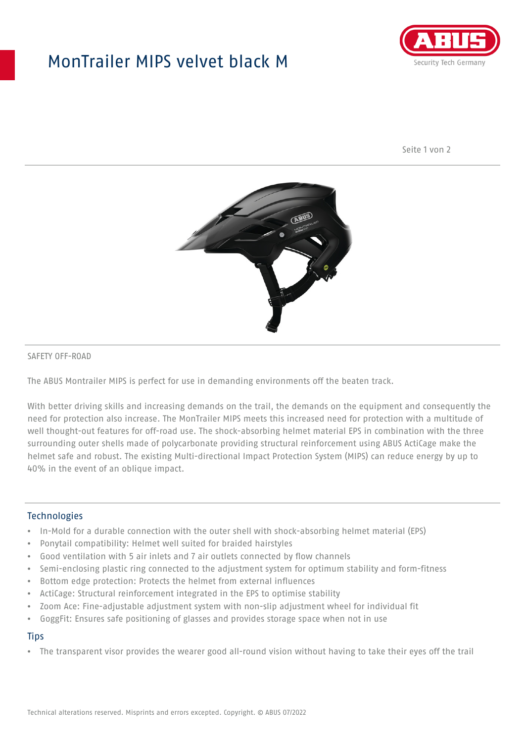# MonTrailer MIPS velvet black M

SAFETY OFF-ROAD

The ABUS Montrailer MIPS is perfect for use in demanding environments off the beaten track.

With better driving skills and increasing demands on the trail, the demands on the equipment and consequently the need for protection also increase. The MonTrailer MIPS meets this increased need for protection with a multitude of well thought-out features for off-road use. The shock-absorbing helmet material EPS in combination with the three surrounding outer shells made of polycarbonate providing structural reinforcement using ABUS ActiCage make the helmet safe and robust. The existing Multi-directional Impact Protection System (MIPS) can reduce energy by up to 40% in the event of an oblique impact.

## Technologies

- In-Mold for a durable connection with the outer shell with shock-absorbing helmet material (EPS)
- Ponytail compatibility: Helmet well suited for braided hairstyles
- Good ventilation with 5 air inlets and 7 air outlets connected by flow channels
- Semi-enclosing plastic ring connected to the adjustment system for optimum stability and form-fitness
- Bottom edge protection: Protects the helmet from external influences
- ActiCage: Structural reinforcement integrated in the EPS to optimise stability
- Zoom Ace: Fine-adjustable adjustment system with non-slip adjustment wheel for individual fit
- GoggFit: Ensures safe positioning of glasses and provides storage space when not in use

## Tips

- The transparent visor provides the wearer good all-round vision without having to take their eyes off the trail

Technical alterations reserved. Misprints and errors excepted. Copyright. © ABUS 07/2022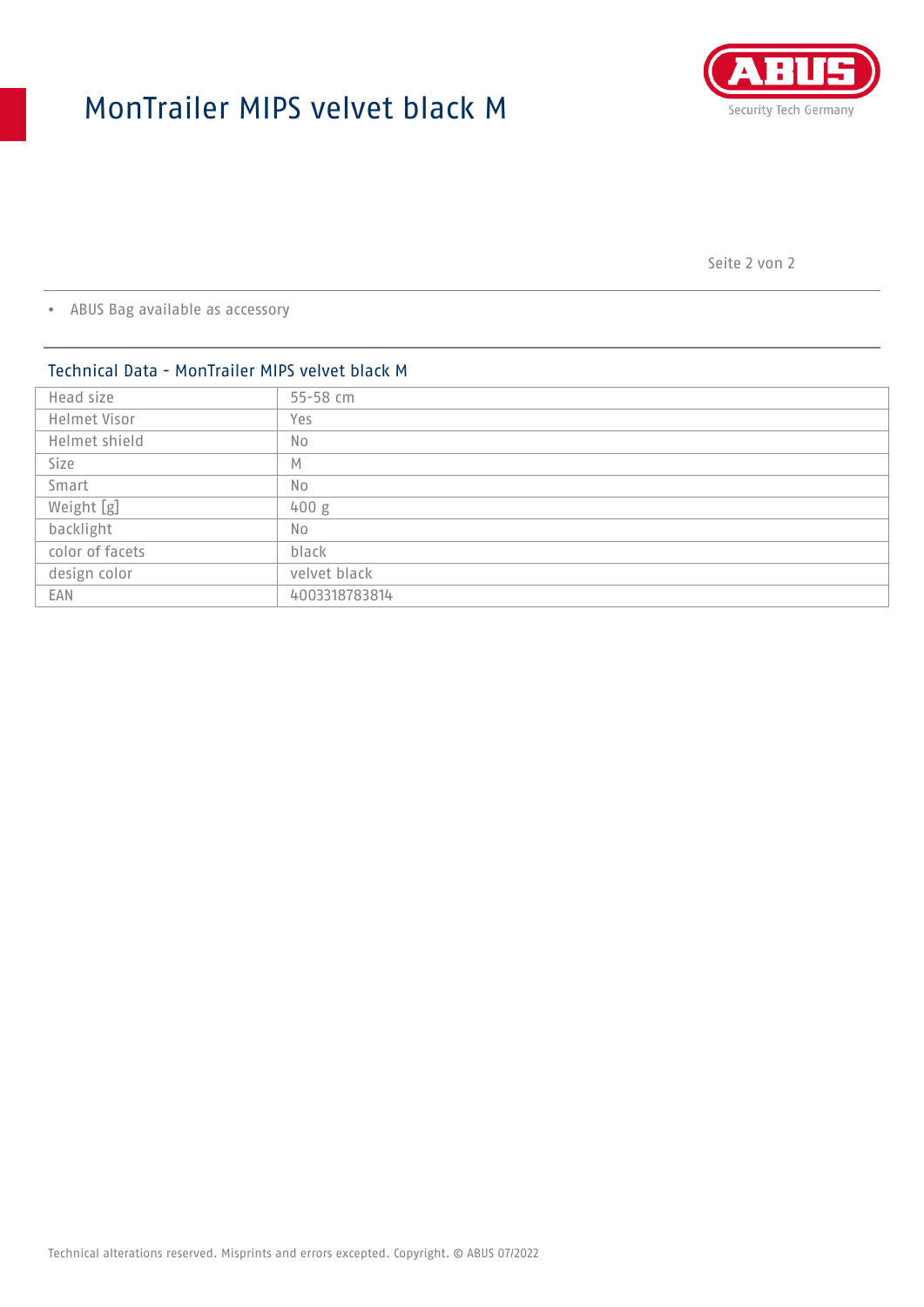- ABUS Bag available as accessory

## Technical Data - MonTrailer MIPS velvet black M

| | |
|---|---|
| Head size | 55-58 cm |
| Helmet Visor | Yes |
| Helmet shield | No |
| Size | M |
| Smart | No |
| Weight [g] | 400 g |
| backlight | No |
| color of facets | black |
| design color | velvet black |
| EAN | 4003318783814 |

Technical alterations reserved. Misprints and errors excepted. Copyright. © ABUS 07/2022